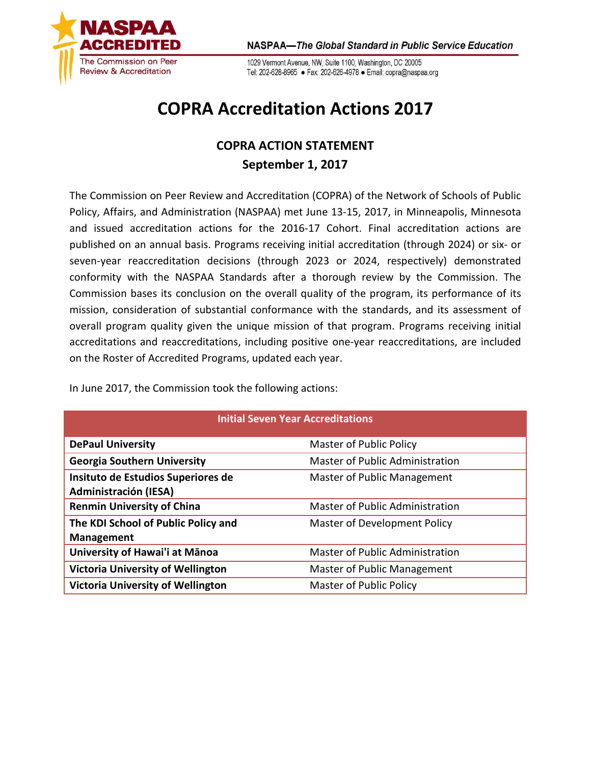NASPAA ACCREDITED
The Commission on Peer Review & Accreditation

NASPAA—*The Global Standard in Public Service Education*

1029 Vermont Avenue, NW, Suite 1100, Washington, DC 20005
Tel: 202-628-8965 • Fax: 202-626-4978 • Email: copra@naspaa.org

# COPRA Accreditation Actions 2017

## COPRA ACTION STATEMENT
## September 1, 2017

The Commission on Peer Review and Accreditation (COPRA) of the Network of Schools of Public Policy, Affairs, and Administration (NASPAA) met June 13-15, 2017, in Minneapolis, Minnesota and issued accreditation actions for the 2016-17 Cohort. Final accreditation actions are published on an annual basis. Programs receiving initial accreditation (through 2024) or six- or seven-year reaccreditation decisions (through 2023 or 2024, respectively) demonstrated conformity with the NASPAA Standards after a thorough review by the Commission. The Commission bases its conclusion on the overall quality of the program, its performance of its mission, consideration of substantial conformance with the standards, and its assessment of overall program quality given the unique mission of that program. Programs receiving initial accreditations and reaccreditations, including positive one-year reaccreditations, are included on the Roster of Accredited Programs, updated each year.

In June 2017, the Commission took the following actions:

| Initial Seven Year Accreditations | |
|---|---|
| **DePaul University** | Master of Public Policy |
| **Georgia Southern University** | Master of Public Administration |
| **Insituto de Estudios Superiores de Administración (IESA)** | Master of Public Management |
| **Renmin University of China** | Master of Public Administration |
| **The KDI School of Public Policy and Management** | Master of Development Policy |
| **University of Hawai'i at Mānoa** | Master of Public Administration |
| **Victoria University of Wellington** | Master of Public Management |
| **Victoria University of Wellington** | Master of Public Policy |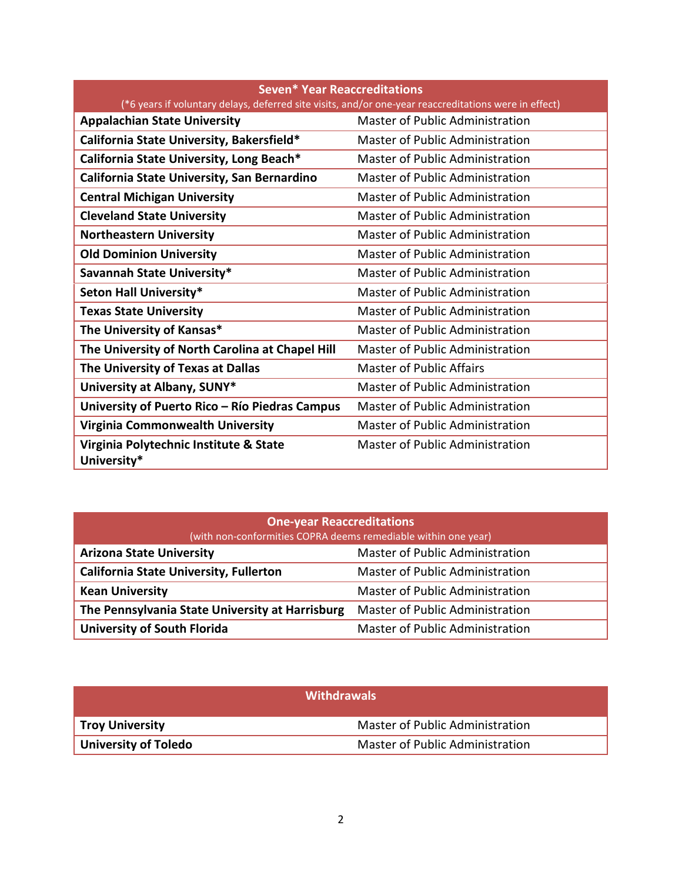| Seven* Year Reaccreditations (*6 years if voluntary delays, deferred site visits, and/or one-year reaccreditations were in effect) | |
|---|---|
| **Appalachian State University** | Master of Public Administration |
| **California State University, Bakersfield*** | Master of Public Administration |
| **California State University, Long Beach*** | Master of Public Administration |
| **California State University, San Bernardino** | Master of Public Administration |
| **Central Michigan University** | Master of Public Administration |
| **Cleveland State University** | Master of Public Administration |
| **Northeastern University** | Master of Public Administration |
| **Old Dominion University** | Master of Public Administration |
| **Savannah State University*** | Master of Public Administration |
| **Seton Hall University*** | Master of Public Administration |
| **Texas State University** | Master of Public Administration |
| **The University of Kansas*** | Master of Public Administration |
| **The University of North Carolina at Chapel Hill** | Master of Public Administration |
| **The University of Texas at Dallas** | Master of Public Affairs |
| **University at Albany, SUNY*** | Master of Public Administration |
| **University of Puerto Rico – Río Piedras Campus** | Master of Public Administration |
| **Virginia Commonwealth University** | Master of Public Administration |
| **Virginia Polytechnic Institute & State University*** | Master of Public Administration |

| One-year Reaccreditations (with non-conformities COPRA deems remediable within one year) | |
|---|---|
| **Arizona State University** | Master of Public Administration |
| **California State University, Fullerton** | Master of Public Administration |
| **Kean University** | Master of Public Administration |
| **The Pennsylvania State University at Harrisburg** | Master of Public Administration |
| **University of South Florida** | Master of Public Administration |

| Withdrawals | |
|---|---|
| **Troy University** | Master of Public Administration |
| **University of Toledo** | Master of Public Administration |